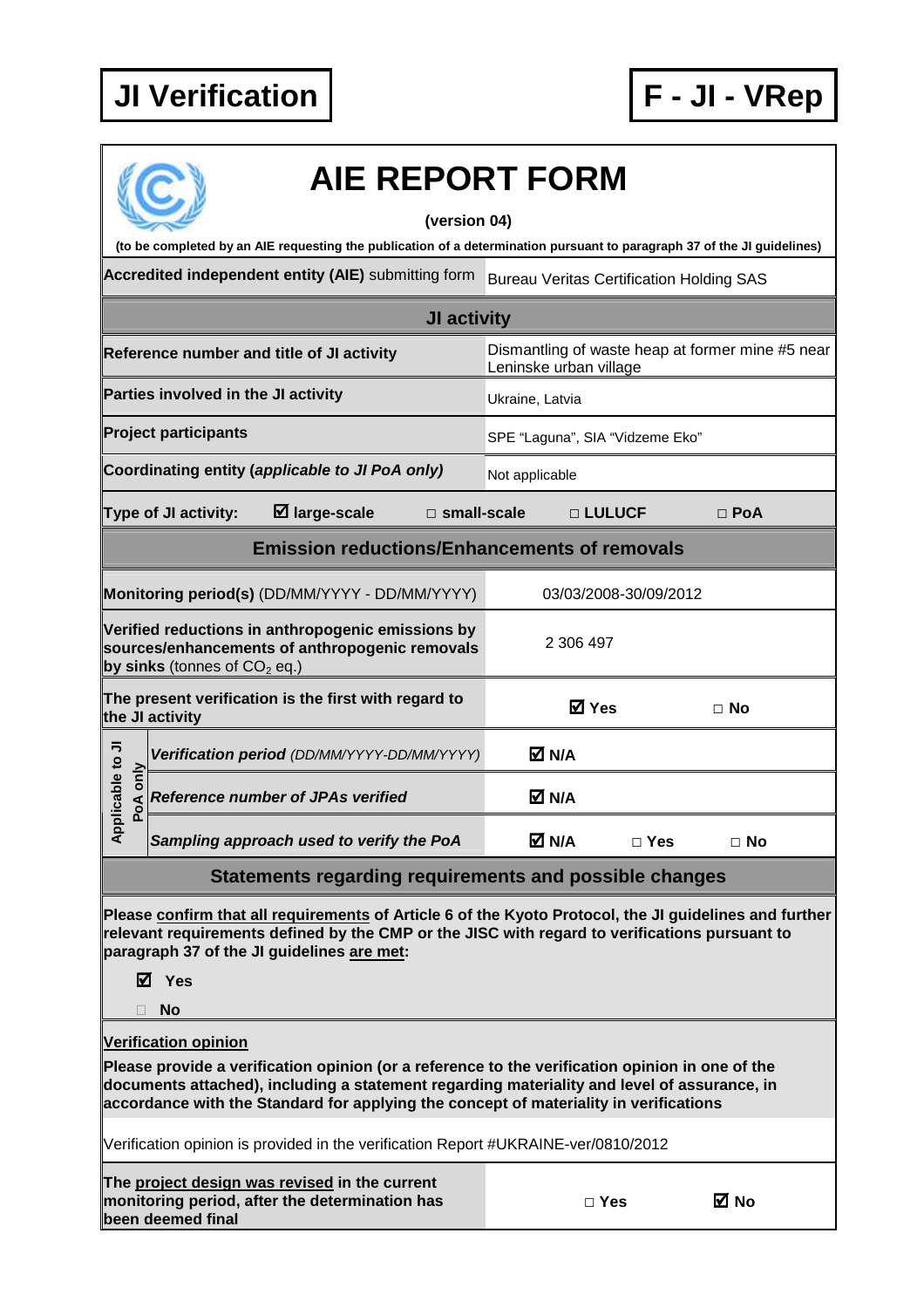**JI Verification** | **F - JI - VRep**

# AIE REPORT FORM

**(version 04)**

**(to be completed by an AIE requesting the publication of a determination pursuant to paragraph 37 of the JI guidelines)**

| | |
|---|---|
| **Accredited independent entity (AIE)** submitting form | Bureau Veritas Certification Holding SAS |
| **JI activity** | |
| **Reference number and title of JI activity** | Dismantling of waste heap at former mine #5 near Leninske urban village |
| **Parties involved in the JI activity** | Ukraine, Latvia |
| **Project participants** | SPE "Laguna", SIA "Vidzeme Eko" |
| **Coordinating entity (*applicable to JI PoA only*)** | Not applicable |
| **Type of JI activity:** ☑ **large-scale** □ **small-scale** | □ **LULUCF** □ **PoA** |
| **Emission reductions/Enhancements of removals** | |
| **Monitoring period(s)** (DD/MM/YYYY - DD/MM/YYYY) | 03/03/2008-30/09/2012 |
| **Verified reductions in anthropogenic emissions by sources/enhancements of anthropogenic removals by sinks** (tonnes of $CO_2$ eq.) | 2 306 497 |
| **The present verification is the first with regard to the JI activity** | ☑ **Yes** □ **No** |
| *Applicable to JI PoA only* – ***Verification period*** *(DD/MM/YYYY-DD/MM/YYYY)* | ☑ **N/A** |
| *Applicable to JI PoA only* – ***Reference number of JPAs verified*** | ☑ **N/A** |
| *Applicable to JI PoA only* – ***Sampling approach used to verify the PoA*** | ☑ **N/A** □ **Yes** □ **No** |

## Statements regarding requirements and possible changes

**Please confirm that all requirements of Article 6 of the Kyoto Protocol, the JI guidelines and further relevant requirements defined by the CMP or the JISC with regard to verifications pursuant to paragraph 37 of the JI guidelines are met:**

☑ **Yes**

□ **No**

**Verification opinion**

**Please provide a verification opinion (or a reference to the verification opinion in one of the documents attached), including a statement regarding materiality and level of assurance, in accordance with the Standard for applying the concept of materiality in verifications**

Verification opinion is provided in the verification Report #UKRAINE-ver/0810/2012

| | |
|---|---|
| **The project design was revised in the current monitoring period, after the determination has been deemed final** | □ **Yes** ☑ **No** |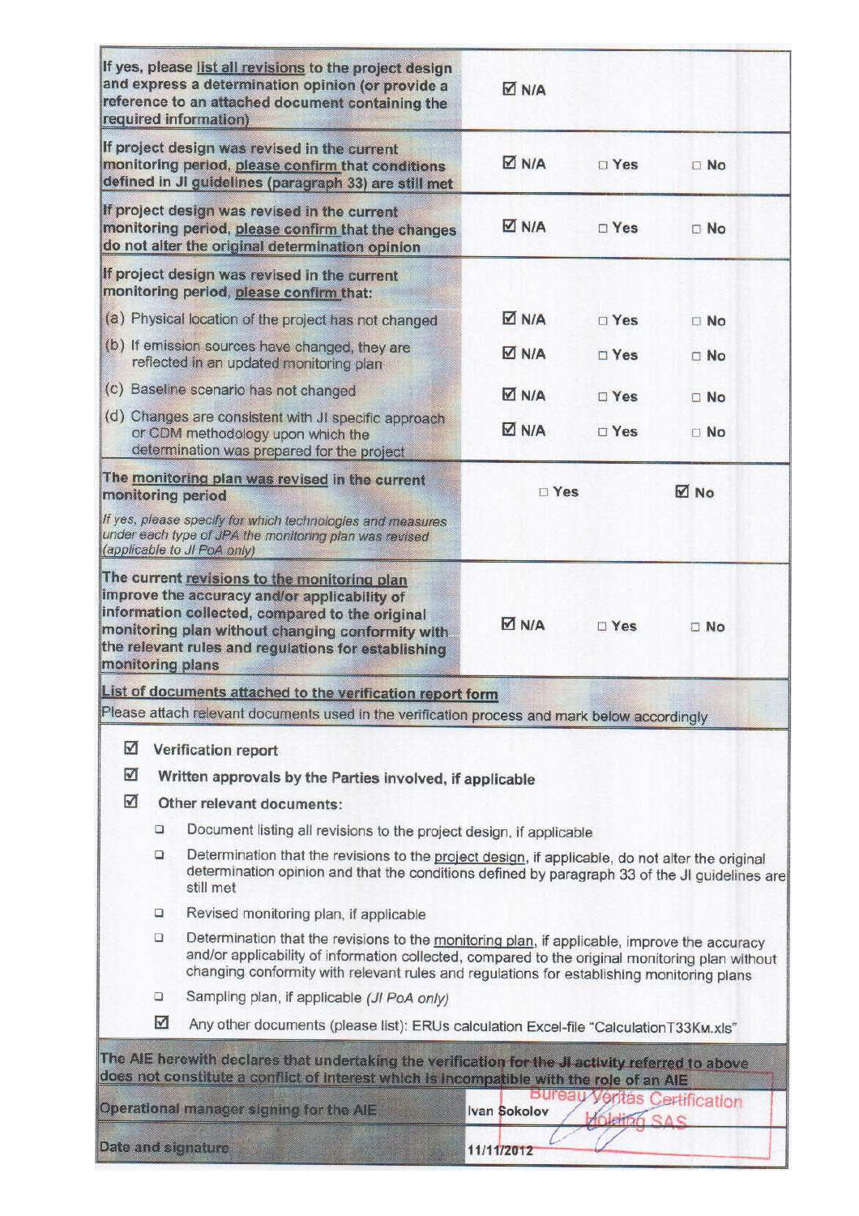| | | | |
|---|---|---|---|
| If yes, please list all revisions to the project design and express a determination opinion (or provide a reference to an attached document containing the required information) | ☑ N/A | | |
| If project design was revised in the current monitoring period, please confirm that conditions defined in JI guidelines (paragraph 33) are still met | ☑ N/A | ☐ Yes | ☐ No |
| If project design was revised in the current monitoring period, please confirm that the changes do not alter the original determination opinion | ☑ N/A | ☐ Yes | ☐ No |
| If project design was revised in the current monitoring period, please confirm that: | | | |
| (a) Physical location of the project has not changed | ☑ N/A | ☐ Yes | ☐ No |
| (b) If emission sources have changed, they are reflected in an updated monitoring plan | ☑ N/A | ☐ Yes | ☐ No |
| (c) Baseline scenario has not changed | ☑ N/A | ☐ Yes | ☐ No |
| (d) Changes are consistent with JI specific approach or CDM methodology upon which the determination was prepared for the project | ☑ N/A | ☐ Yes | ☐ No |
| The monitoring plan was revised in the current monitoring period<br>*If yes, please specify for which technologies and measures under each type of JPA the monitoring plan was revised (applicable to JI PoA only)* | ☐ Yes | | ☑ No |
| The current revisions to the monitoring plan improve the accuracy and/or applicability of information collected, compared to the original monitoring plan without changing conformity with the relevant rules and regulations for establishing monitoring plans | ☑ N/A | ☐ Yes | ☐ No |

**List of documents attached to the verification report form**

Please attach relevant documents used in the verification process and mark below accordingly

- ☑ **Verification report**
- ☑ **Written approvals by the Parties involved, if applicable**
- ☑ **Other relevant documents:**
  - ☐ Document listing all revisions to the project design, if applicable
  - ☐ Determination that the revisions to the project design, if applicable, do not alter the original determination opinion and that the conditions defined by paragraph 33 of the JI guidelines are still met
  - ☐ Revised monitoring plan, if applicable
  - ☐ Determination that the revisions to the monitoring plan, if applicable, improve the accuracy and/or applicability of information collected, compared to the original monitoring plan without changing conformity with relevant rules and regulations for establishing monitoring plans
  - ☐ Sampling plan, if applicable *(JI PoA only)*
  - ☑ Any other documents (please list): ERUs calculation Excel-file "CalculationT33Км.xls"

**The AIE herewith declares that undertaking the verification for the JI activity referred to above does not constitute a conflict of interest which is incompatible with the role of an AIE**

| | |
|---|---|
| Operational manager signing for the AIE | Ivan Sokolov |
| Date and signature | 11/11/2012 |

Bureau Veritas Certification Holding SAS